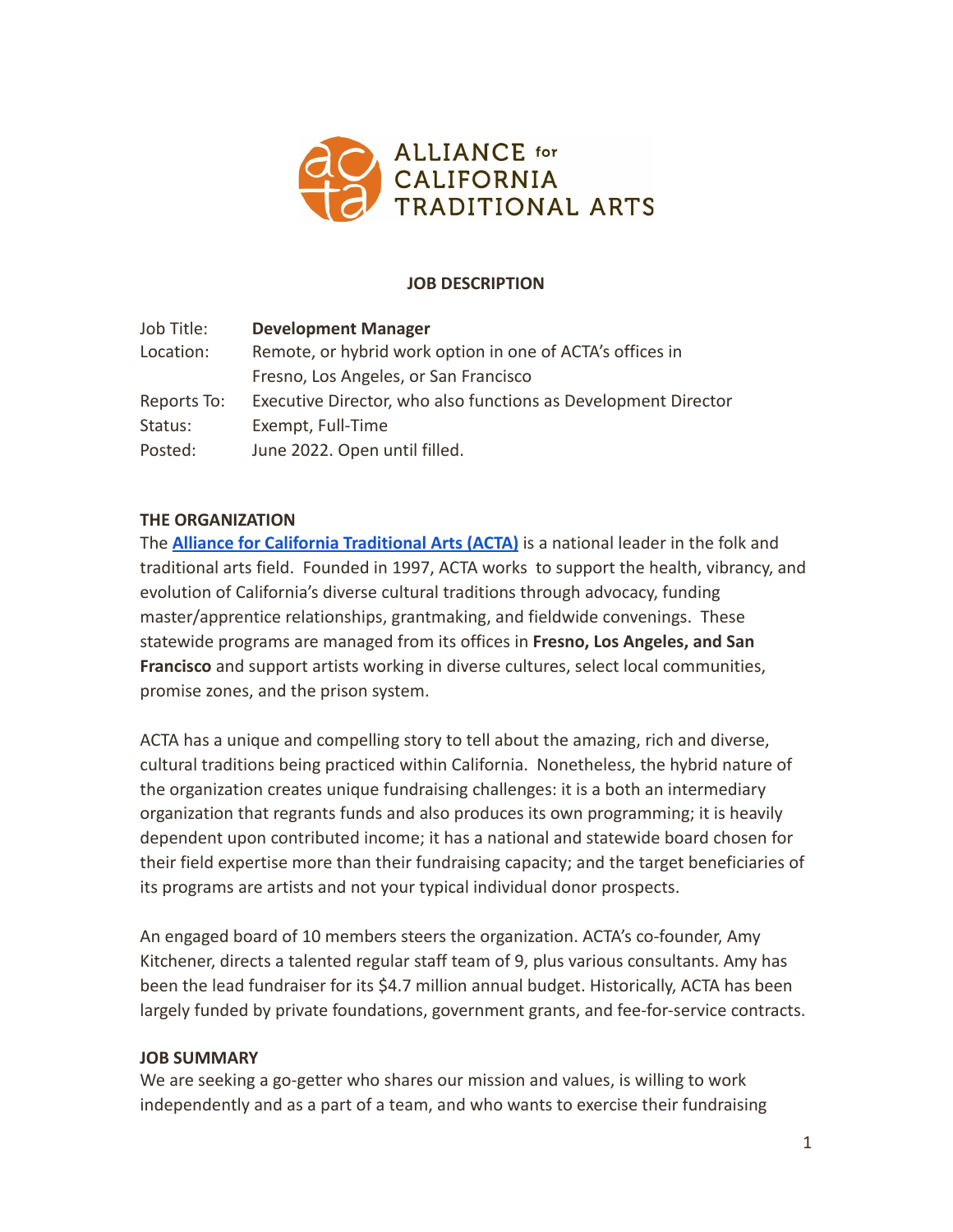ALLIANCE for CALIFORNIA TRADITIONAL ARTS

**JOB DESCRIPTION**

| | |
|---|---|
| Job Title: | **Development Manager** |
| Location: | Remote, or hybrid work option in one of ACTA's offices in Fresno, Los Angeles, or San Francisco |
| Reports To: | Executive Director, who also functions as Development Director |
| Status: | Exempt, Full-Time |
| Posted: | June 2022. Open until filled. |

**THE ORGANIZATION**

The **[Alliance for California Traditional Arts (ACTA)]()** is a national leader in the folk and traditional arts field. Founded in 1997, ACTA works to support the health, vibrancy, and evolution of California's diverse cultural traditions through advocacy, funding master/apprentice relationships, grantmaking, and fieldwide convenings. These statewide programs are managed from its offices in **Fresno, Los Angeles, and San Francisco** and support artists working in diverse cultures, select local communities, promise zones, and the prison system.

ACTA has a unique and compelling story to tell about the amazing, rich and diverse, cultural traditions being practiced within California. Nonetheless, the hybrid nature of the organization creates unique fundraising challenges: it is a both an intermediary organization that regrants funds and also produces its own programming; it is heavily dependent upon contributed income; it has a national and statewide board chosen for their field expertise more than their fundraising capacity; and the target beneficiaries of its programs are artists and not your typical individual donor prospects.

An engaged board of 10 members steers the organization. ACTA's co-founder, Amy Kitchener, directs a talented regular staff team of 9, plus various consultants. Amy has been the lead fundraiser for its $4.7 million annual budget. Historically, ACTA has been largely funded by private foundations, government grants, and fee-for-service contracts.

**JOB SUMMARY**

We are seeking a go-getter who shares our mission and values, is willing to work independently and as a part of a team, and who wants to exercise their fundraising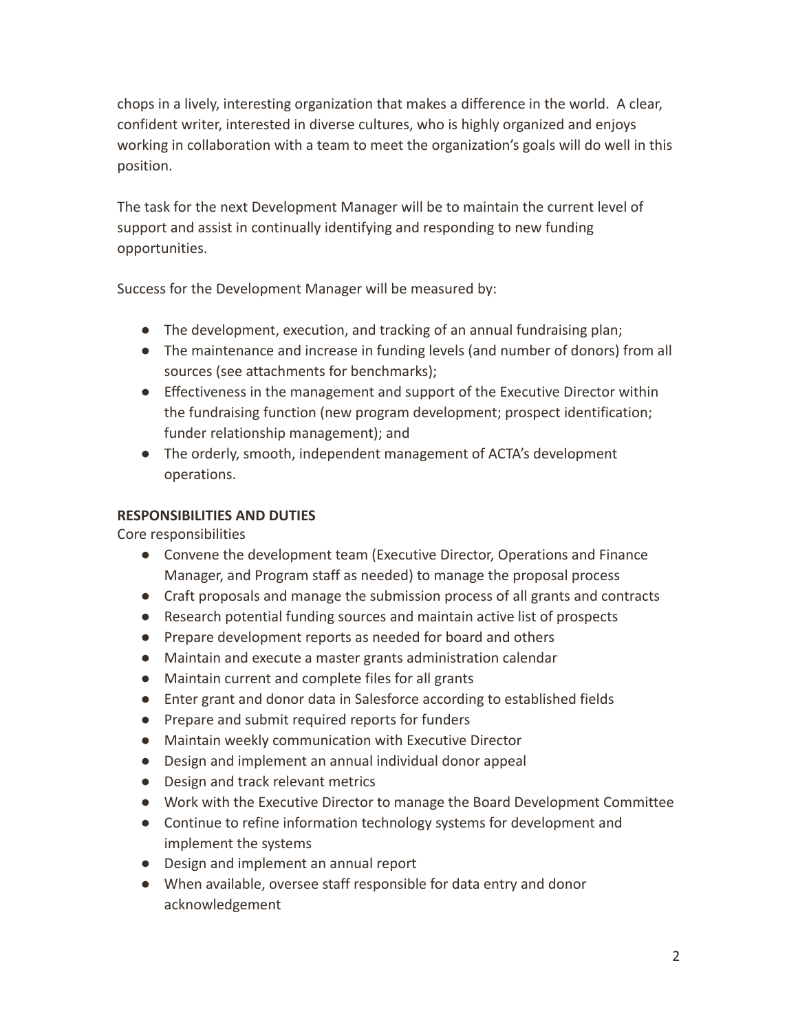chops in a lively, interesting organization that makes a difference in the world. A clear, confident writer, interested in diverse cultures, who is highly organized and enjoys working in collaboration with a team to meet the organization's goals will do well in this position.

The task for the next Development Manager will be to maintain the current level of support and assist in continually identifying and responding to new funding opportunities.

Success for the Development Manager will be measured by:

- The development, execution, and tracking of an annual fundraising plan;
- The maintenance and increase in funding levels (and number of donors) from all sources (see attachments for benchmarks);
- Effectiveness in the management and support of the Executive Director within the fundraising function (new program development; prospect identification; funder relationship management); and
- The orderly, smooth, independent management of ACTA's development operations.

**RESPONSIBILITIES AND DUTIES**

Core responsibilities

- Convene the development team (Executive Director, Operations and Finance Manager, and Program staff as needed) to manage the proposal process
- Craft proposals and manage the submission process of all grants and contracts
- Research potential funding sources and maintain active list of prospects
- Prepare development reports as needed for board and others
- Maintain and execute a master grants administration calendar
- Maintain current and complete files for all grants
- Enter grant and donor data in Salesforce according to established fields
- Prepare and submit required reports for funders
- Maintain weekly communication with Executive Director
- Design and implement an annual individual donor appeal
- Design and track relevant metrics
- Work with the Executive Director to manage the Board Development Committee
- Continue to refine information technology systems for development and implement the systems
- Design and implement an annual report
- When available, oversee staff responsible for data entry and donor acknowledgement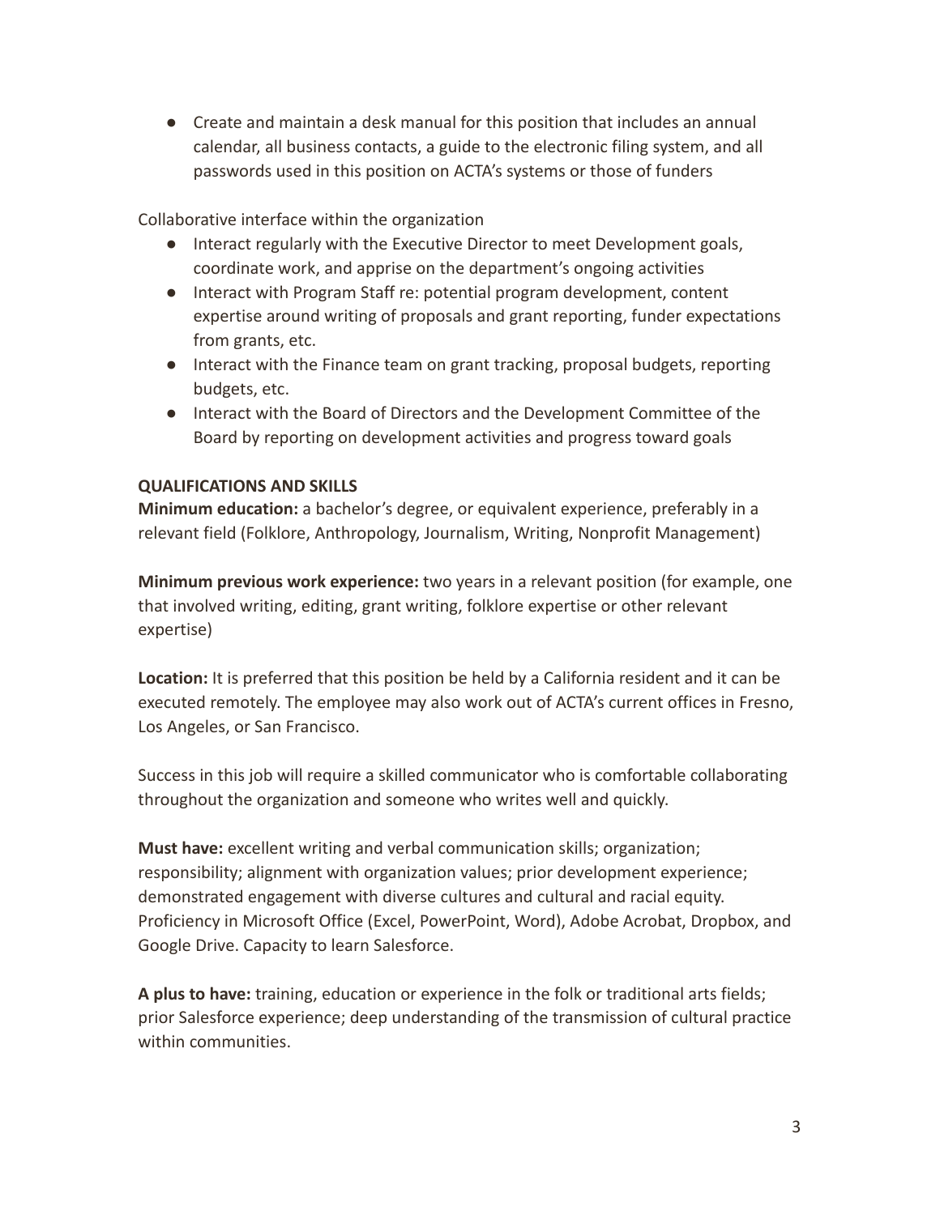- Create and maintain a desk manual for this position that includes an annual calendar, all business contacts, a guide to the electronic filing system, and all passwords used in this position on ACTA's systems or those of funders

Collaborative interface within the organization

- Interact regularly with the Executive Director to meet Development goals, coordinate work, and apprise on the department's ongoing activities
- Interact with Program Staff re: potential program development, content expertise around writing of proposals and grant reporting, funder expectations from grants, etc.
- Interact with the Finance team on grant tracking, proposal budgets, reporting budgets, etc.
- Interact with the Board of Directors and the Development Committee of the Board by reporting on development activities and progress toward goals

**QUALIFICATIONS AND SKILLS**

**Minimum education:** a bachelor's degree, or equivalent experience, preferably in a relevant field (Folklore, Anthropology, Journalism, Writing, Nonprofit Management)

**Minimum previous work experience:** two years in a relevant position (for example, one that involved writing, editing, grant writing, folklore expertise or other relevant expertise)

**Location:** It is preferred that this position be held by a California resident and it can be executed remotely. The employee may also work out of ACTA's current offices in Fresno, Los Angeles, or San Francisco.

Success in this job will require a skilled communicator who is comfortable collaborating throughout the organization and someone who writes well and quickly.

**Must have:** excellent writing and verbal communication skills; organization; responsibility; alignment with organization values; prior development experience; demonstrated engagement with diverse cultures and cultural and racial equity. Proficiency in Microsoft Office (Excel, PowerPoint, Word), Adobe Acrobat, Dropbox, and Google Drive. Capacity to learn Salesforce.

**A plus to have:** training, education or experience in the folk or traditional arts fields; prior Salesforce experience; deep understanding of the transmission of cultural practice within communities.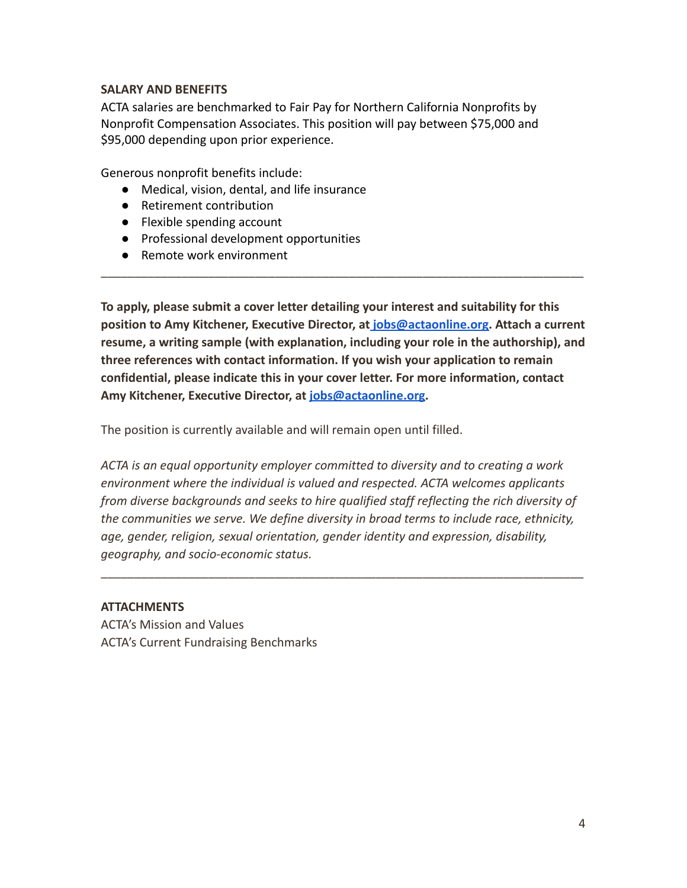**SALARY AND BENEFITS**

ACTA salaries are benchmarked to Fair Pay for Northern California Nonprofits by Nonprofit Compensation Associates. This position will pay between $75,000 and $95,000 depending upon prior experience.

Generous nonprofit benefits include:

- Medical, vision, dental, and life insurance
- Retirement contribution
- Flexible spending account
- Professional development opportunities
- Remote work environment

---

**To apply, please submit a cover letter detailing your interest and suitability for this position to Amy Kitchener, Executive Director, at [jobs@actaonline.org](mailto:jobs@actaonline.org). Attach a current resume, a writing sample (with explanation, including your role in the authorship), and three references with contact information. If you wish your application to remain confidential, please indicate this in your cover letter. For more information, contact Amy Kitchener, Executive Director, at [jobs@actaonline.org](mailto:jobs@actaonline.org).**

The position is currently available and will remain open until filled.

*ACTA is an equal opportunity employer committed to diversity and to creating a work environment where the individual is valued and respected. ACTA welcomes applicants from diverse backgrounds and seeks to hire qualified staff reflecting the rich diversity of the communities we serve. We define diversity in broad terms to include race, ethnicity, age, gender, religion, sexual orientation, gender identity and expression, disability, geography, and socio-economic status.*

---

**ATTACHMENTS**

ACTA's Mission and Values

ACTA's Current Fundraising Benchmarks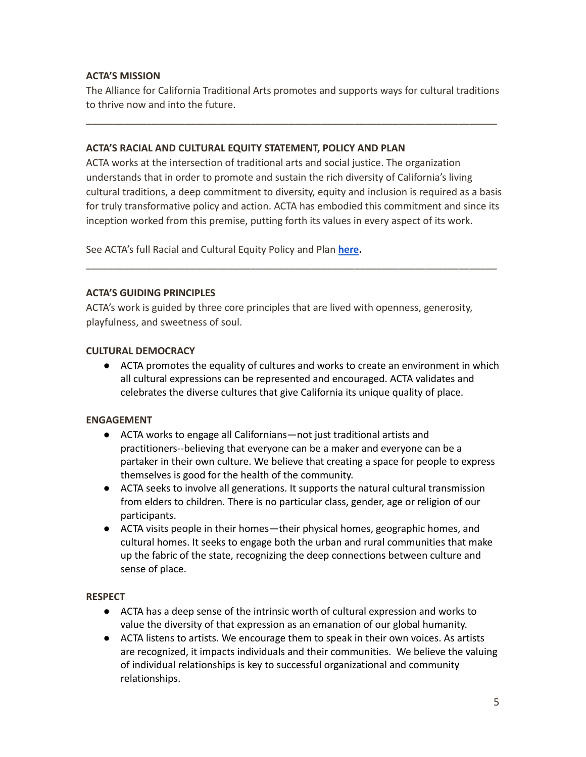**ACTA'S MISSION**

The Alliance for California Traditional Arts promotes and supports ways for cultural traditions to thrive now and into the future.

---

**ACTA'S RACIAL AND CULTURAL EQUITY STATEMENT, POLICY AND PLAN**

ACTA works at the intersection of traditional arts and social justice. The organization understands that in order to promote and sustain the rich diversity of California's living cultural traditions, a deep commitment to diversity, equity and inclusion is required as a basis for truly transformative policy and action. ACTA has embodied this commitment and since its inception worked from this premise, putting forth its values in every aspect of its work.

See ACTA's full Racial and Cultural Equity Policy and Plan **here**.

---

**ACTA'S GUIDING PRINCIPLES**

ACTA's work is guided by three core principles that are lived with openness, generosity, playfulness, and sweetness of soul.

**CULTURAL DEMOCRACY**

- ACTA promotes the equality of cultures and works to create an environment in which all cultural expressions can be represented and encouraged. ACTA validates and celebrates the diverse cultures that give California its unique quality of place.

**ENGAGEMENT**

- ACTA works to engage all Californians—not just traditional artists and practitioners--believing that everyone can be a maker and everyone can be a partaker in their own culture. We believe that creating a space for people to express themselves is good for the health of the community.
- ACTA seeks to involve all generations. It supports the natural cultural transmission from elders to children. There is no particular class, gender, age or religion of our participants.
- ACTA visits people in their homes—their physical homes, geographic homes, and cultural homes. It seeks to engage both the urban and rural communities that make up the fabric of the state, recognizing the deep connections between culture and sense of place.

**RESPECT**

- ACTA has a deep sense of the intrinsic worth of cultural expression and works to value the diversity of that expression as an emanation of our global humanity.
- ACTA listens to artists. We encourage them to speak in their own voices. As artists are recognized, it impacts individuals and their communities. We believe the valuing of individual relationships is key to successful organizational and community relationships.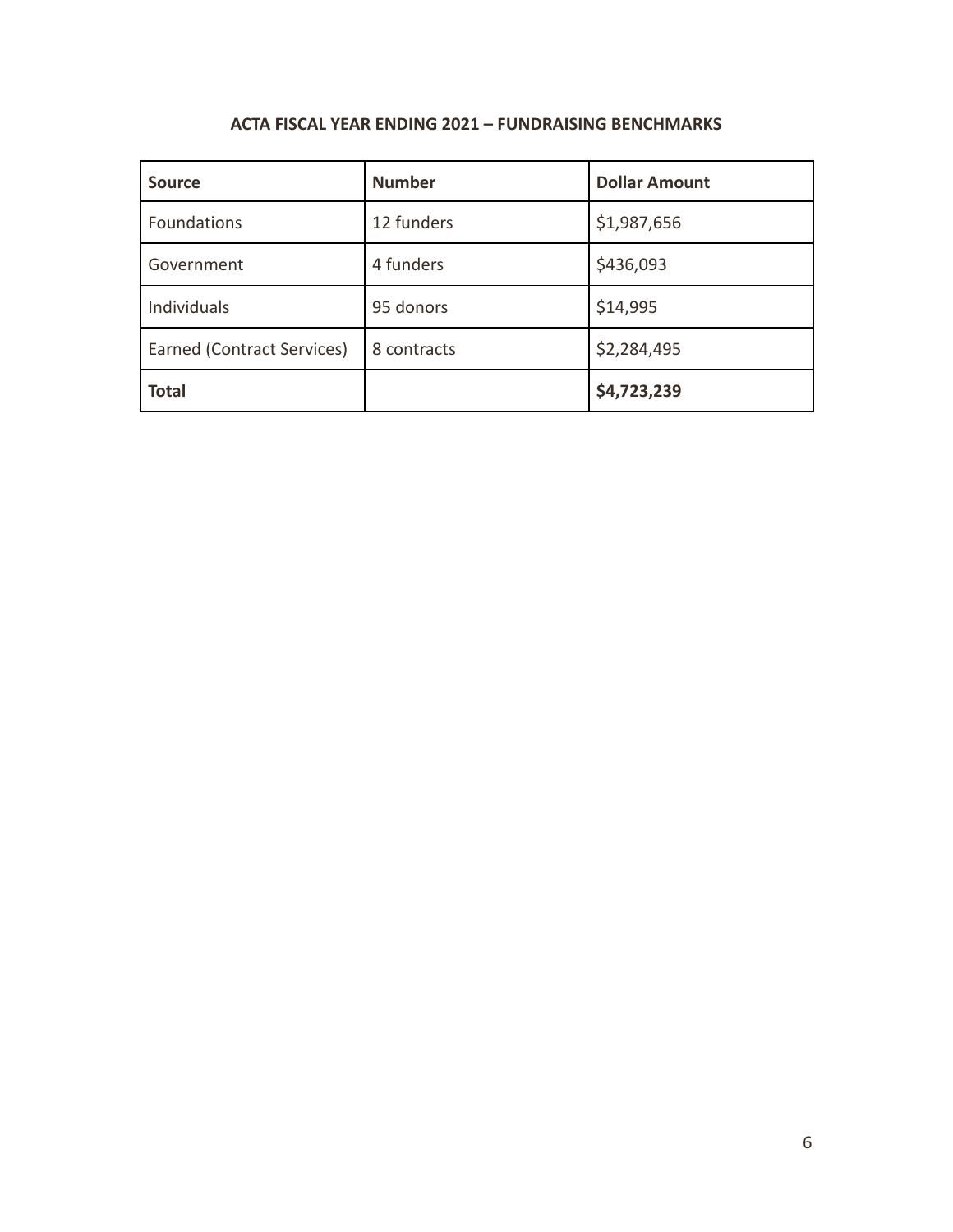**ACTA FISCAL YEAR ENDING 2021 – FUNDRAISING BENCHMARKS**

| **Source** | **Number** | **Dollar Amount** |
|---|---|---|
| Foundations | 12 funders | $1,987,656 |
| Government | 4 funders | $436,093 |
| Individuals | 95 donors | $14,995 |
| Earned (Contract Services) | 8 contracts | $2,284,495 |
| **Total** | | **$4,723,239** |